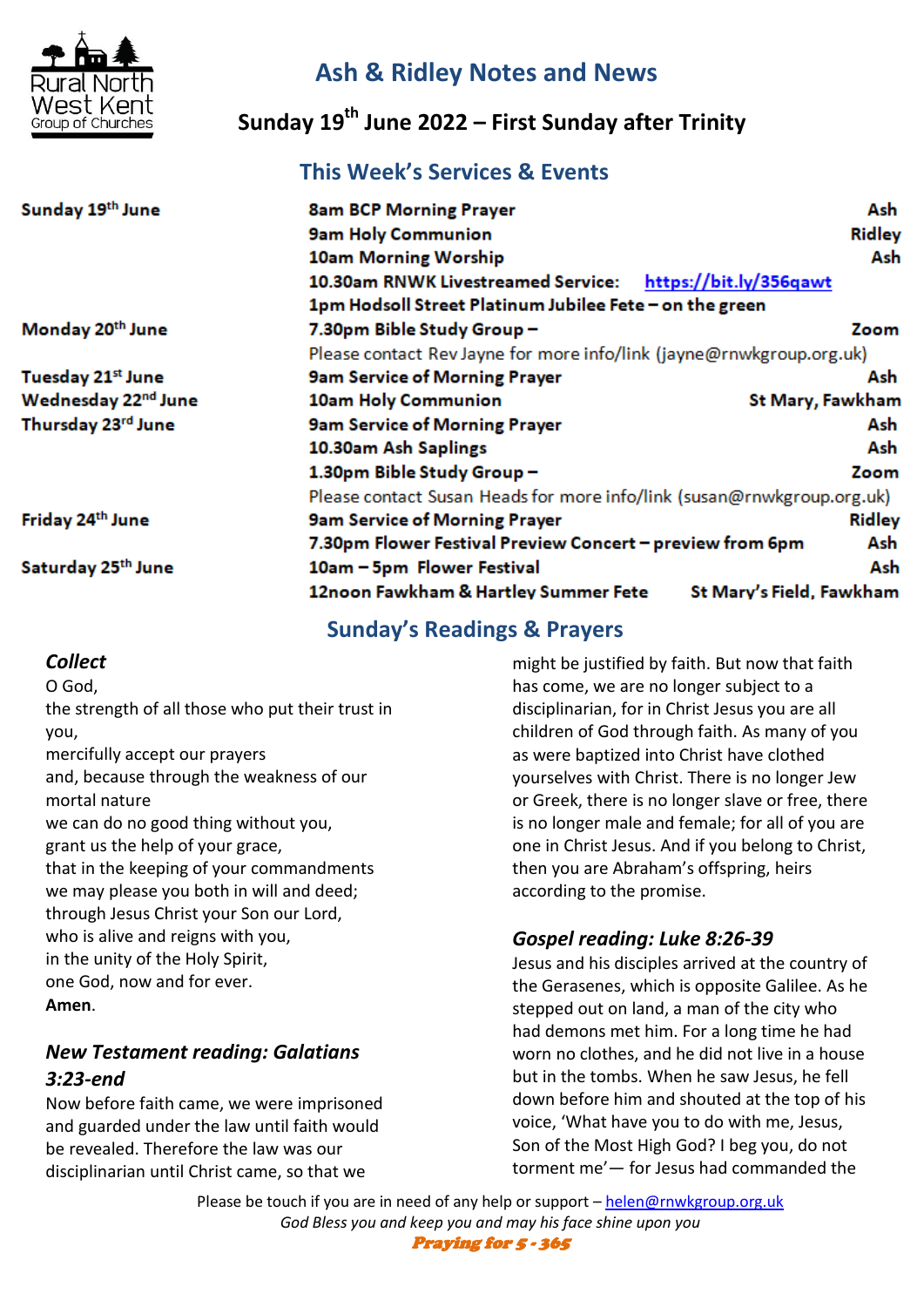Rural North West Kent Group of Churches

# Ash & Ridley Notes and News

## Sunday 19th June 2022 – First Sunday after Trinity

## This Week's Services & Events

| | | |
|---|---|---|
| **Sunday 19th June** | **8am BCP Morning Prayer** | **Ash** |
| | **9am Holy Communion** | **Ridley** |
| | **10am Morning Worship** | **Ash** |
| | **10.30am RNWK Livestreamed Service:** https://bit.ly/356qawt | |
| | **1pm Hodsoll Street Platinum Jubilee Fete – on the green** | |
| **Monday 20th June** | **7.30pm Bible Study Group –** | **Zoom** |
| | Please contact Rev Jayne for more info/link (jayne@rnwkgroup.org.uk) | |
| **Tuesday 21st June** | **9am Service of Morning Prayer** | **Ash** |
| **Wednesday 22nd June** | **10am Holy Communion** | **St Mary, Fawkham** |
| **Thursday 23rd June** | **9am Service of Morning Prayer** | **Ash** |
| | **10.30am Ash Saplings** | **Ash** |
| | **1.30pm Bible Study Group –** | **Zoom** |
| | Please contact Susan Heads for more info/link (susan@rnwkgroup.org.uk) | |
| **Friday 24th June** | **9am Service of Morning Prayer** | **Ridley** |
| | **7.30pm Flower Festival Preview Concert – preview from 6pm** | **Ash** |
| **Saturday 25th June** | **10am – 5pm Flower Festival** | **Ash** |
| | **12noon Fawkham & Hartley Summer Fete** | **St Mary's Field, Fawkham** |

## Sunday's Readings & Prayers

### *Collect*

O God,
the strength of all those who put their trust in you,
mercifully accept our prayers
and, because through the weakness of our mortal nature
we can do no good thing without you,
grant us the help of your grace,
that in the keeping of your commandments
we may please you both in will and deed;
through Jesus Christ your Son our Lord,
who is alive and reigns with you,
in the unity of the Holy Spirit,
one God, now and for ever.
**Amen**.

### *New Testament reading: Galatians 3:23-end*

Now before faith came, we were imprisoned and guarded under the law until faith would be revealed. Therefore the law was our disciplinarian until Christ came, so that we might be justified by faith. But now that faith has come, we are no longer subject to a disciplinarian, for in Christ Jesus you are all children of God through faith. As many of you as were baptized into Christ have clothed yourselves with Christ. There is no longer Jew or Greek, there is no longer slave or free, there is no longer male and female; for all of you are one in Christ Jesus. And if you belong to Christ, then you are Abraham's offspring, heirs according to the promise.

### *Gospel reading: Luke 8:26-39*

Jesus and his disciples arrived at the country of the Gerasenes, which is opposite Galilee. As he stepped out on land, a man of the city who had demons met him. For a long time he had worn no clothes, and he did not live in a house but in the tombs. When he saw Jesus, he fell down before him and shouted at the top of his voice, 'What have you to do with me, Jesus, Son of the Most High God? I beg you, do not torment me'— for Jesus had commanded the

Please be touch if you are in need of any help or support – helen@rnwkgroup.org.uk

*God Bless you and keep you and may his face shine upon you*

***Praying for 5 - 365***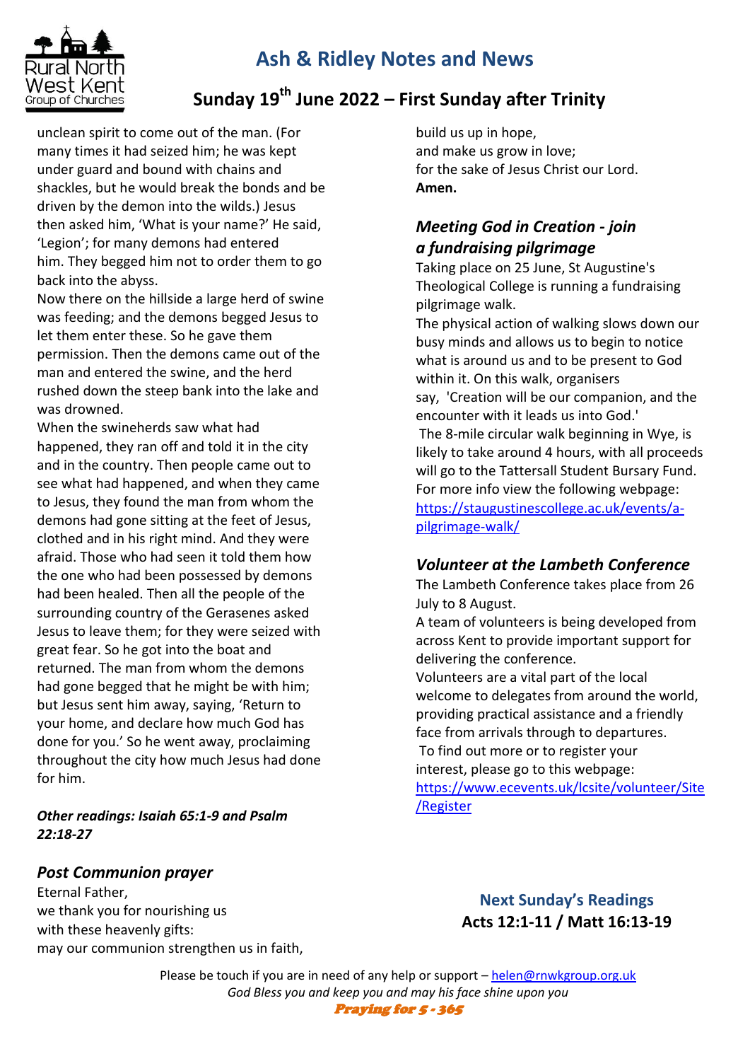# Ash & Ridley Notes and News

## Sunday 19th June 2022 – First Sunday after Trinity

unclean spirit to come out of the man. (For many times it had seized him; he was kept under guard and bound with chains and shackles, but he would break the bonds and be driven by the demon into the wilds.) Jesus then asked him, 'What is your name?' He said, 'Legion'; for many demons had entered him. They begged him not to order them to go back into the abyss.

Now there on the hillside a large herd of swine was feeding; and the demons begged Jesus to let them enter these. So he gave them permission. Then the demons came out of the man and entered the swine, and the herd rushed down the steep bank into the lake and was drowned.

When the swineherds saw what had happened, they ran off and told it in the city and in the country. Then people came out to see what had happened, and when they came to Jesus, they found the man from whom the demons had gone sitting at the feet of Jesus, clothed and in his right mind. And they were afraid. Those who had seen it told them how the one who had been possessed by demons had been healed. Then all the people of the surrounding country of the Gerasenes asked Jesus to leave them; for they were seized with great fear. So he got into the boat and returned. The man from whom the demons had gone begged that he might be with him; but Jesus sent him away, saying, 'Return to your home, and declare how much God has done for you.' So he went away, proclaiming throughout the city how much Jesus had done for him.

***Other readings: Isaiah 65:1-9 and Psalm 22:18-27***

### *Post Communion prayer*

Eternal Father,
we thank you for nourishing us
with these heavenly gifts:
may our communion strengthen us in faith,
build us up in hope,
and make us grow in love;
for the sake of Jesus Christ our Lord.
**Amen.**

### *Meeting God in Creation - join a fundraising pilgrimage*

Taking place on 25 June, St Augustine's Theological College is running a fundraising pilgrimage walk.

The physical action of walking slows down our busy minds and allows us to begin to notice what is around us and to be present to God within it. On this walk, organisers say, 'Creation will be our companion, and the encounter with it leads us into God.'

The 8-mile circular walk beginning in Wye, is likely to take around 4 hours, with all proceeds will go to the Tattersall Student Bursary Fund. For more info view the following webpage: https://staugustinescollege.ac.uk/events/a-pilgrimage-walk/

### *Volunteer at the Lambeth Conference*

The Lambeth Conference takes place from 26 July to 8 August.

A team of volunteers is being developed from across Kent to provide important support for delivering the conference.

Volunteers are a vital part of the local welcome to delegates from around the world, providing practical assistance and a friendly face from arrivals through to departures.

To find out more or to register your interest, please go to this webpage: https://www.ecevents.uk/lcsite/volunteer/Site/Register

**Next Sunday's Readings**
**Acts 12:1-11 / Matt 16:13-19**

Please be touch if you are in need of any help or support – helen@rnwkgroup.org.uk
*God Bless you and keep you and may his face shine upon you*
***Praying for 5 - 365***